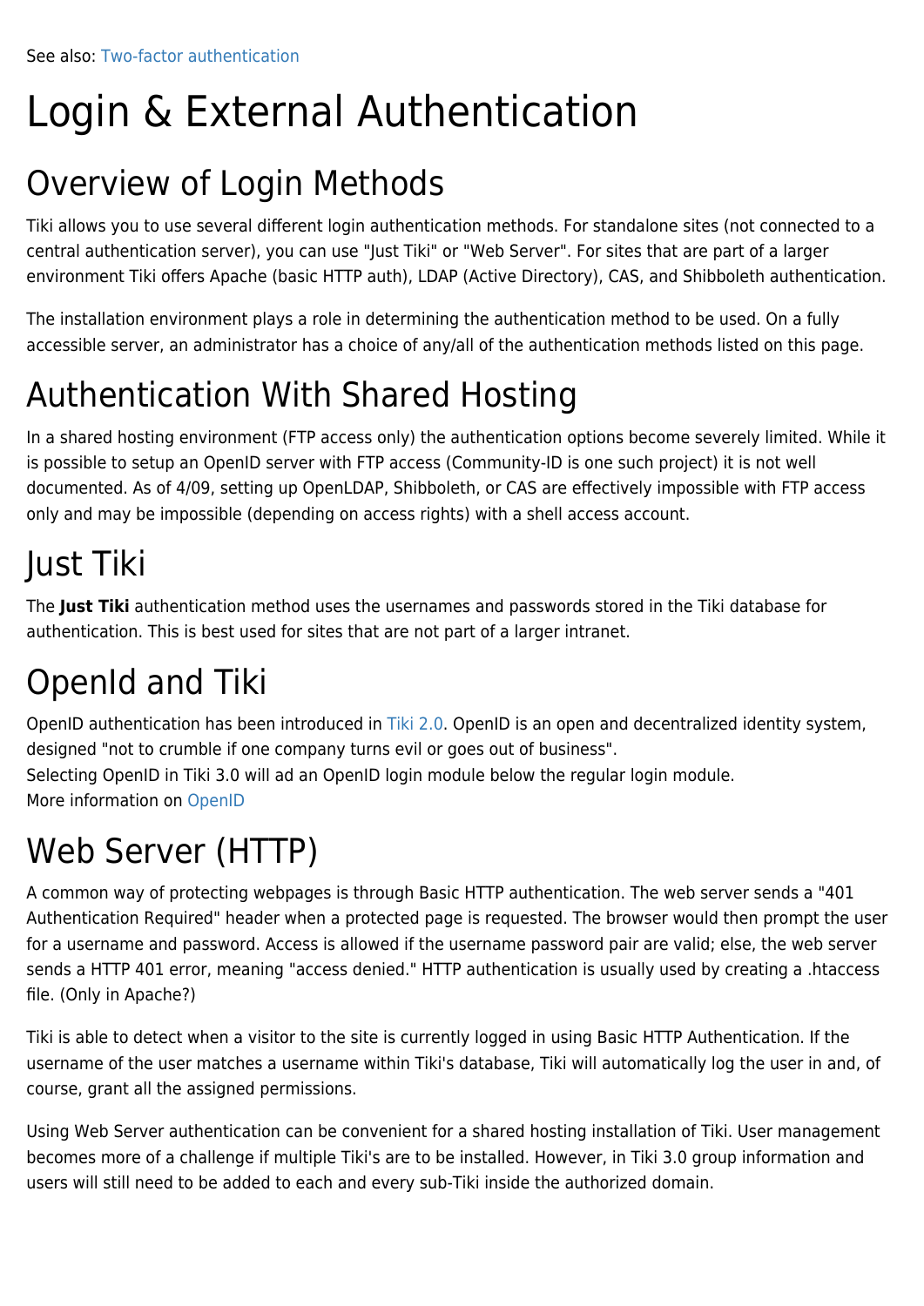See also: Two-factor authentication

# Login & External Authentication

## Overview of Login Methods

Tiki allows you to use several different login authentication methods. For standalone sites (not connected to a central authentication server), you can use "Just Tiki" or "Web Server". For sites that are part of a larger environment Tiki offers Apache (basic HTTP auth), LDAP (Active Directory), CAS, and Shibboleth authentication.

The installation environment plays a role in determining the authentication method to be used. On a fully accessible server, an administrator has a choice of any/all of the authentication methods listed on this page.

## Authentication With Shared Hosting

In a shared hosting environment (FTP access only) the authentication options become severely limited. While it is possible to setup an OpenID server with FTP access (Community-ID is one such project) it is not well documented. As of 4/09, setting up OpenLDAP, Shibboleth, or CAS are effectively impossible with FTP access only and may be impossible (depending on access rights) with a shell access account.

## Just Tiki

The **Just Tiki** authentication method uses the usernames and passwords stored in the Tiki database for authentication. This is best used for sites that are not part of a larger intranet.

## OpenId and Tiki

OpenID authentication has been introduced in Tiki 2.0. OpenID is an open and decentralized identity system, designed "not to crumble if one company turns evil or goes out of business".
Selecting OpenID in Tiki 3.0 will ad an OpenID login module below the regular login module.
More information on OpenID

## Web Server (HTTP)

A common way of protecting webpages is through Basic HTTP authentication. The web server sends a "401 Authentication Required" header when a protected page is requested. The browser would then prompt the user for a username and password. Access is allowed if the username password pair are valid; else, the web server sends a HTTP 401 error, meaning "access denied." HTTP authentication is usually used by creating a .htaccess file. (Only in Apache?)

Tiki is able to detect when a visitor to the site is currently logged in using Basic HTTP Authentication. If the username of the user matches a username within Tiki's database, Tiki will automatically log the user in and, of course, grant all the assigned permissions.

Using Web Server authentication can be convenient for a shared hosting installation of Tiki. User management becomes more of a challenge if multiple Tiki's are to be installed. However, in Tiki 3.0 group information and users will still need to be added to each and every sub-Tiki inside the authorized domain.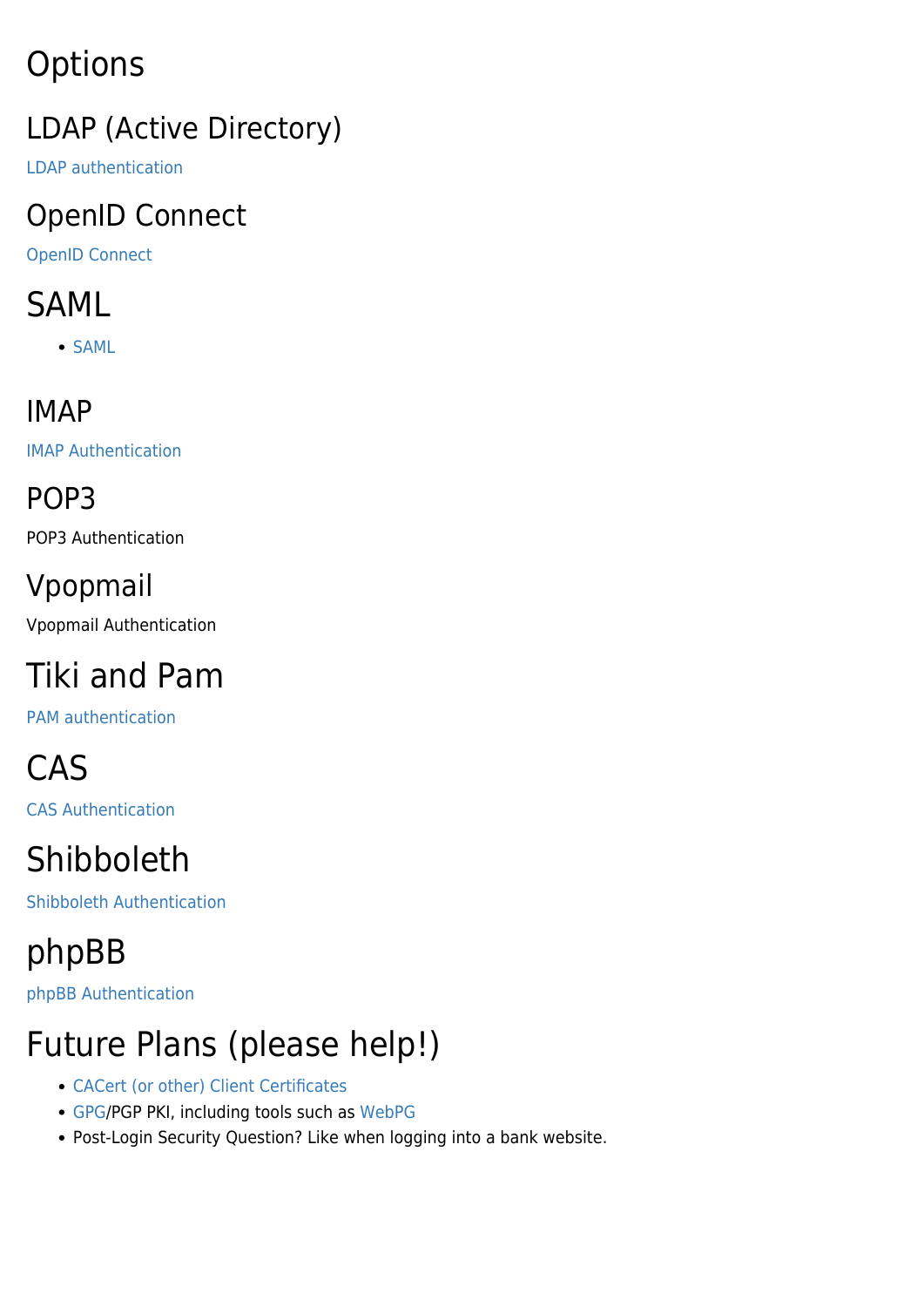# Options

## LDAP (Active Directory)

LDAP authentication

## OpenID Connect

OpenID Connect

## SAML

- SAML

## IMAP

IMAP Authentication

## POP3

POP3 Authentication

## Vpopmail

Vpopmail Authentication

## Tiki and Pam

PAM authentication

## CAS

CAS Authentication

## Shibboleth

Shibboleth Authentication

## phpBB

phpBB Authentication

# Future Plans (please help!)

- CACert (or other) Client Certificates
- GPG/PGP PKI, including tools such as WebPG
- Post-Login Security Question? Like when logging into a bank website.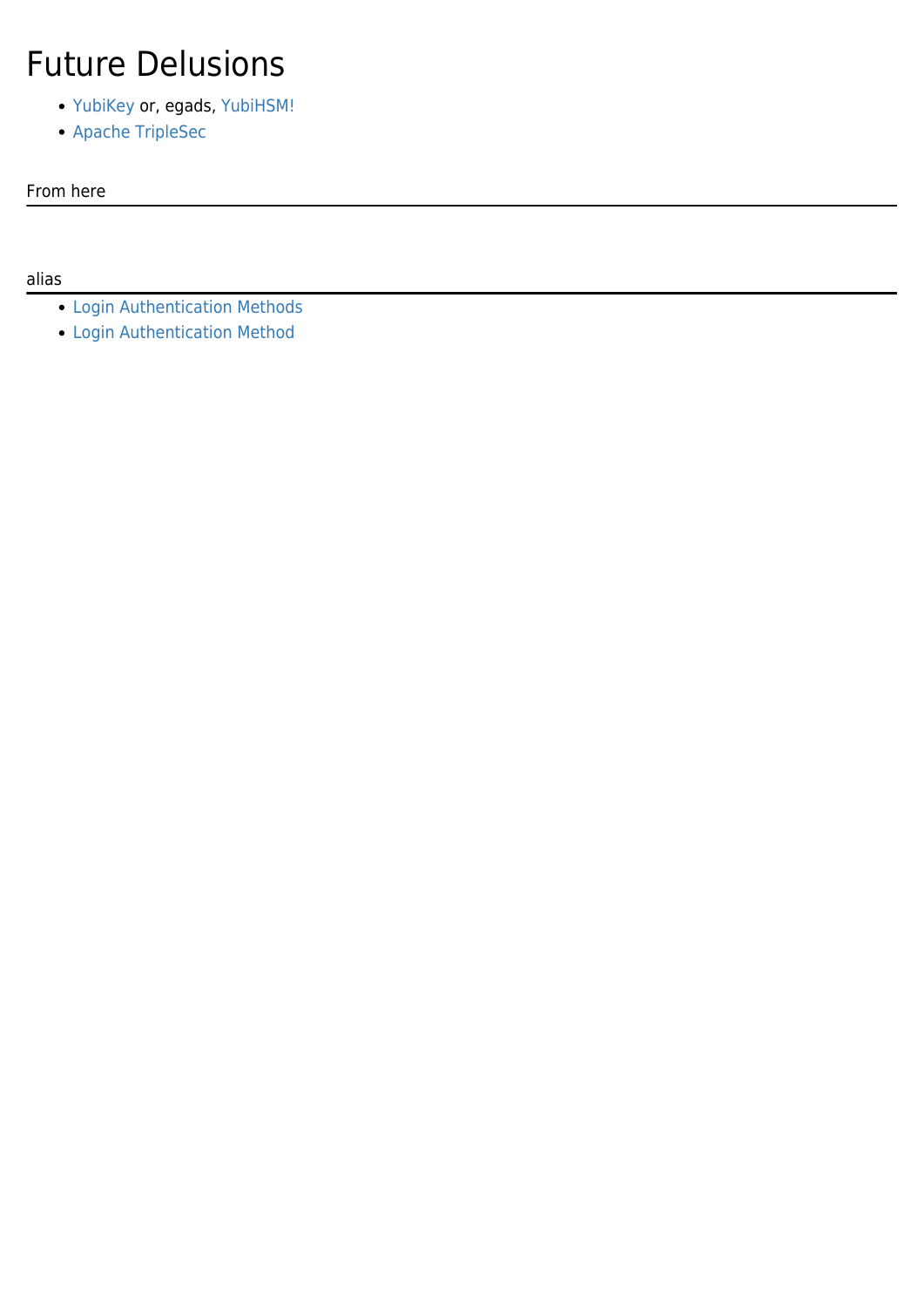# Future Delusions

- YubiKey or, egads, YubiHSM!
- Apache TripleSec

From here

---

alias

---

- Login Authentication Methods
- Login Authentication Method